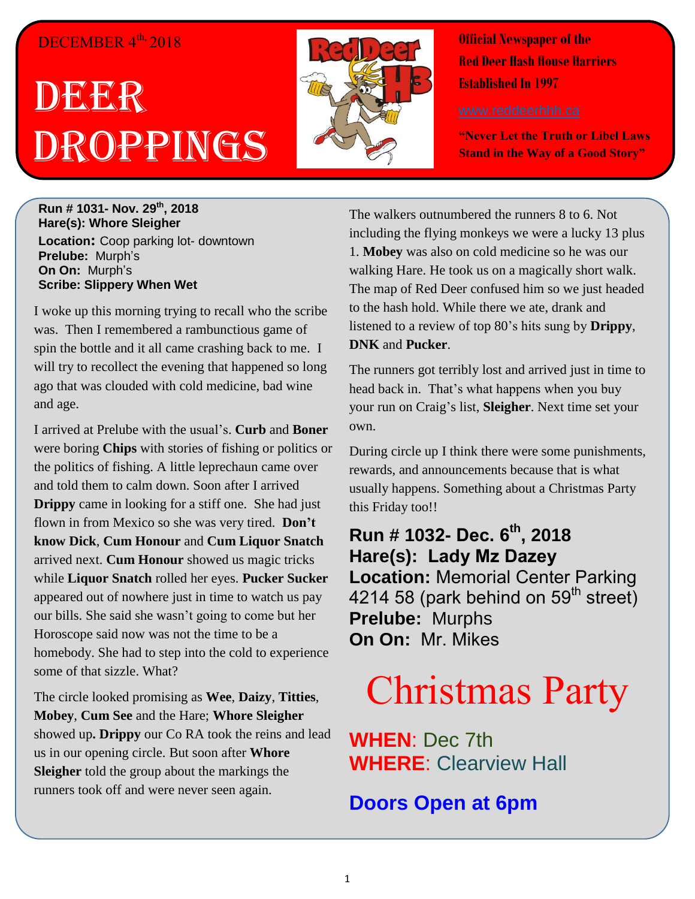DECEMBER 4th, 2018

# DEER DROPPINGS

**Official Newspaper of the Red Deer Hash House Harriers Established In 1997**

www.reddeerhhh.ca

**"Never Let the Truth or Libel Laws Stand in the Way of a Good Story"**

**Run # 1031- Nov. 29th, 2018**
**Hare(s): Whore Sleigher**
**Location:** Coop parking lot- downtown
**Prelube:** Murph's
**On On:** Murph's
**Scribe: Slippery When Wet**

I woke up this morning trying to recall who the scribe was. Then I remembered a rambunctious game of spin the bottle and it all came crashing back to me. I will try to recollect the evening that happened so long ago that was clouded with cold medicine, bad wine and age.

I arrived at Prelube with the usual's. **Curb** and **Boner** were boring **Chips** with stories of fishing or politics or the politics of fishing. A little leprechaun came over and told them to calm down. Soon after I arrived **Drippy** came in looking for a stiff one. She had just flown in from Mexico so she was very tired. **Don't know Dick**, **Cum Honour** and **Cum Liquor Snatch** arrived next. **Cum Honour** showed us magic tricks while **Liquor Snatch** rolled her eyes. **Pucker Sucker** appeared out of nowhere just in time to watch us pay our bills. She said she wasn't going to come but her Horoscope said now was not the time to be a homebody. She had to step into the cold to experience some of that sizzle. What?

The circle looked promising as **Wee**, **Daizy**, **Titties**, **Mobey**, **Cum See** and the Hare; **Whore Sleigher** showed up**. Drippy** our Co RA took the reins and lead us in our opening circle. But soon after **Whore Sleigher** told the group about the markings the runners took off and were never seen again.

The walkers outnumbered the runners 8 to 6. Not including the flying monkeys we were a lucky 13 plus 1. **Mobey** was also on cold medicine so he was our walking Hare. He took us on a magically short walk. The map of Red Deer confused him so we just headed to the hash hold. While there we ate, drank and listened to a review of top 80's hits sung by **Drippy**, **DNK** and **Pucker**.

The runners got terribly lost and arrived just in time to head back in. That's what happens when you buy your run on Craig's list, **Sleigher**. Next time set your own.

During circle up I think there were some punishments, rewards, and announcements because that is what usually happens. Something about a Christmas Party this Friday too!!

## Run # 1032- Dec. 6th, 2018

**Hare(s): Lady Mz Dazey**
**Location:** Memorial Center Parking 4214 58 (park behind on 59th street)
**Prelube:** Murphs
**On On:** Mr. Mikes

# Christmas Party

**WHEN**: Dec 7th
**WHERE**: Clearview Hall

**Doors Open at 6pm**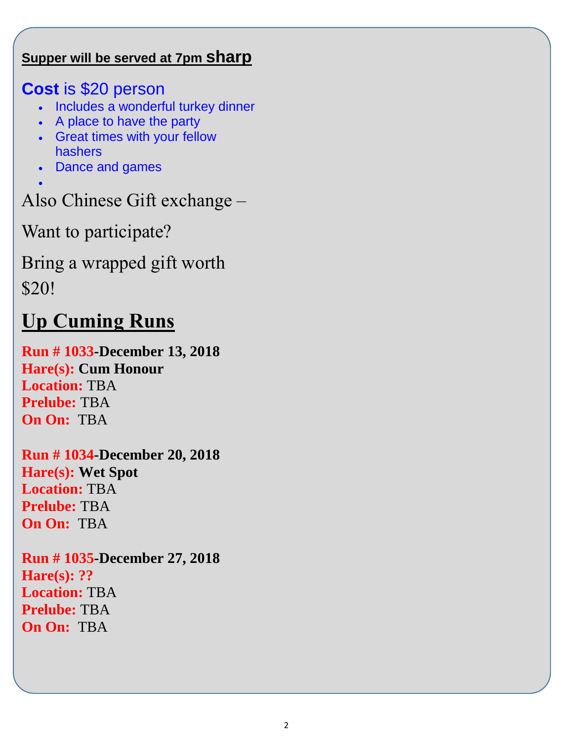**Supper will be served at 7pm sharp**

**Cost** is $20 person

- Includes a wonderful turkey dinner
- A place to have the party
- Great times with your fellow hashers
- Dance and games

Also Chinese Gift exchange –

Want to participate?

Bring a wrapped gift worth $20!

## Up Cuming Runs

**Run # 1033-December 13, 2018**
**Hare(s): Cum Honour**
**Location:** TBA
**Prelube:** TBA
**On On:** TBA

**Run # 1034-December 20, 2018**
**Hare(s): Wet Spot**
**Location:** TBA
**Prelube:** TBA
**On On:** TBA

**Run # 1035-December 27, 2018**
**Hare(s): ??**
**Location:** TBA
**Prelube:** TBA
**On On:** TBA